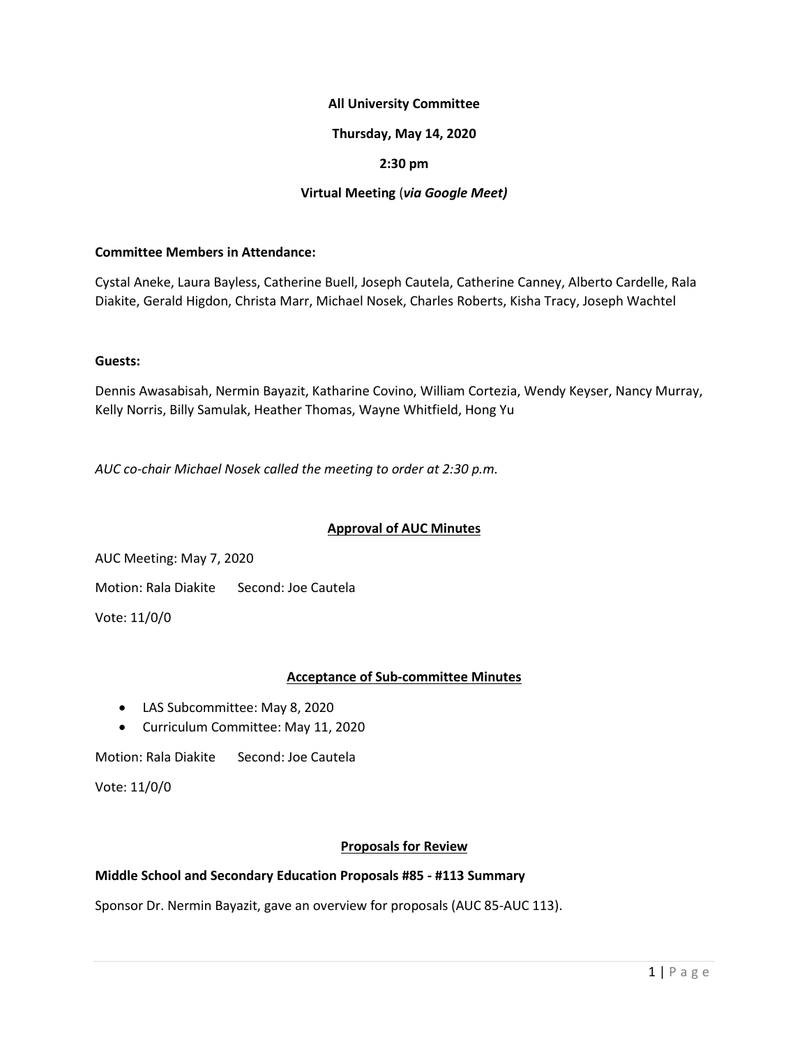**All University Committee**

**Thursday, May 14, 2020**

**2:30 pm**

**Virtual Meeting** (*via Google Meet)*

**Committee Members in Attendance:**

Cystal Aneke, Laura Bayless, Catherine Buell, Joseph Cautela, Catherine Canney, Alberto Cardelle, Rala Diakite, Gerald Higdon, Christa Marr, Michael Nosek, Charles Roberts, Kisha Tracy, Joseph Wachtel

**Guests:**

Dennis Awasabisah, Nermin Bayazit, Katharine Covino, William Cortezia, Wendy Keyser, Nancy Murray, Kelly Norris, Billy Samulak, Heather Thomas, Wayne Whitfield, Hong Yu

*AUC co-chair Michael Nosek called the meeting to order at 2:30 p.m.*

## Approval of AUC Minutes

AUC Meeting: May 7, 2020

Motion: Rala Diakite Second: Joe Cautela

Vote: 11/0/0

## Acceptance of Sub-committee Minutes

- LAS Subcommittee: May 8, 2020
- Curriculum Committee: May 11, 2020

Motion: Rala Diakite Second: Joe Cautela

Vote: 11/0/0

## Proposals for Review

**Middle School and Secondary Education Proposals #85 - #113 Summary**

Sponsor Dr. Nermin Bayazit, gave an overview for proposals (AUC 85-AUC 113).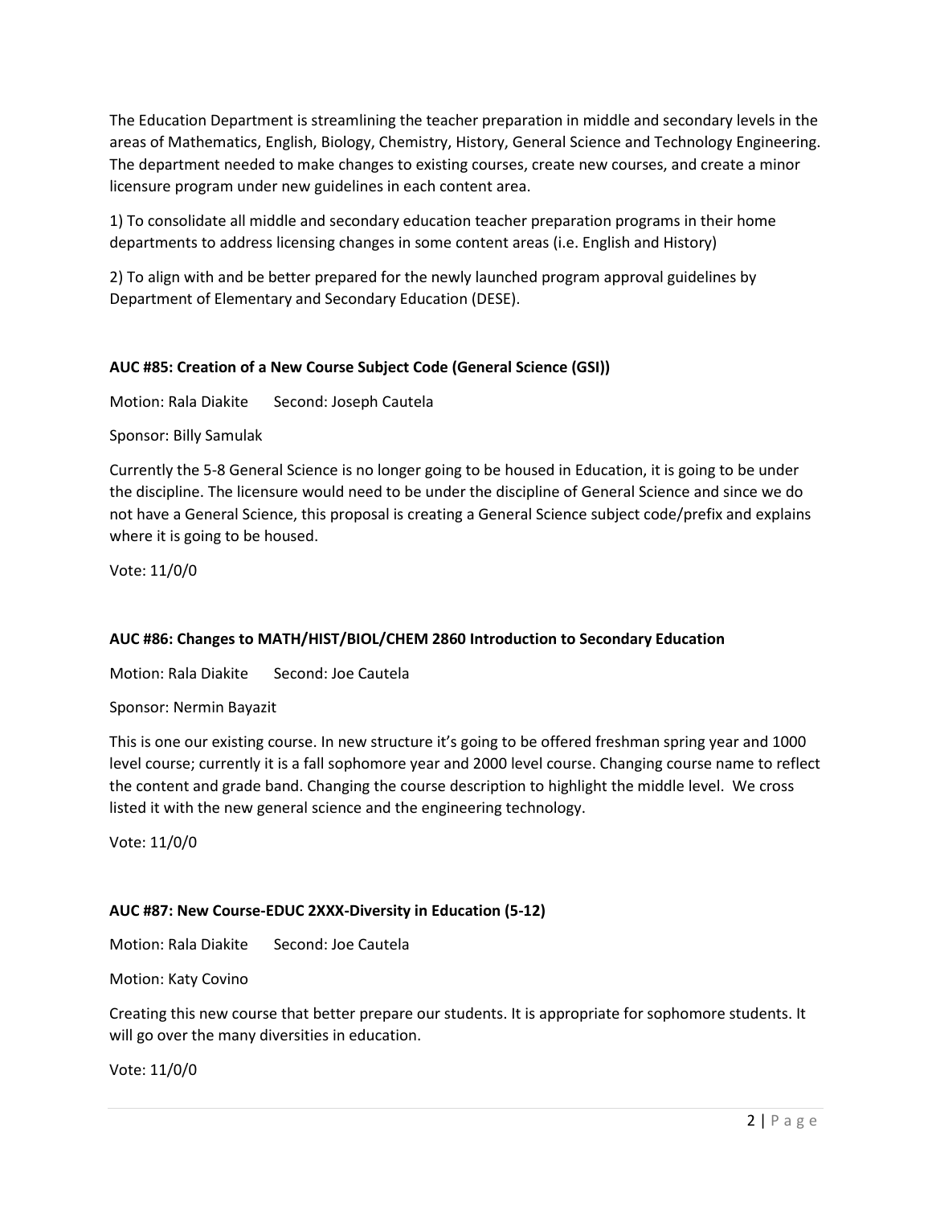The Education Department is streamlining the teacher preparation in middle and secondary levels in the areas of Mathematics, English, Biology, Chemistry, History, General Science and Technology Engineering. The department needed to make changes to existing courses, create new courses, and create a minor licensure program under new guidelines in each content area.

1) To consolidate all middle and secondary education teacher preparation programs in their home departments to address licensing changes in some content areas (i.e. English and History)

2) To align with and be better prepared for the newly launched program approval guidelines by Department of Elementary and Secondary Education (DESE).

**AUC #85: Creation of a New Course Subject Code (General Science (GSI))**

Motion: Rala Diakite Second: Joseph Cautela

Sponsor: Billy Samulak

Currently the 5-8 General Science is no longer going to be housed in Education, it is going to be under the discipline. The licensure would need to be under the discipline of General Science and since we do not have a General Science, this proposal is creating a General Science subject code/prefix and explains where it is going to be housed.

Vote: 11/0/0

**AUC #86: Changes to MATH/HIST/BIOL/CHEM 2860 Introduction to Secondary Education**

Motion: Rala Diakite Second: Joe Cautela

Sponsor: Nermin Bayazit

This is one our existing course. In new structure it's going to be offered freshman spring year and 1000 level course; currently it is a fall sophomore year and 2000 level course. Changing course name to reflect the content and grade band. Changing the course description to highlight the middle level. We cross listed it with the new general science and the engineering technology.

Vote: 11/0/0

**AUC #87: New Course-EDUC 2XXX-Diversity in Education (5-12)**

Motion: Rala Diakite Second: Joe Cautela

Motion: Katy Covino

Creating this new course that better prepare our students. It is appropriate for sophomore students. It will go over the many diversities in education.

Vote: 11/0/0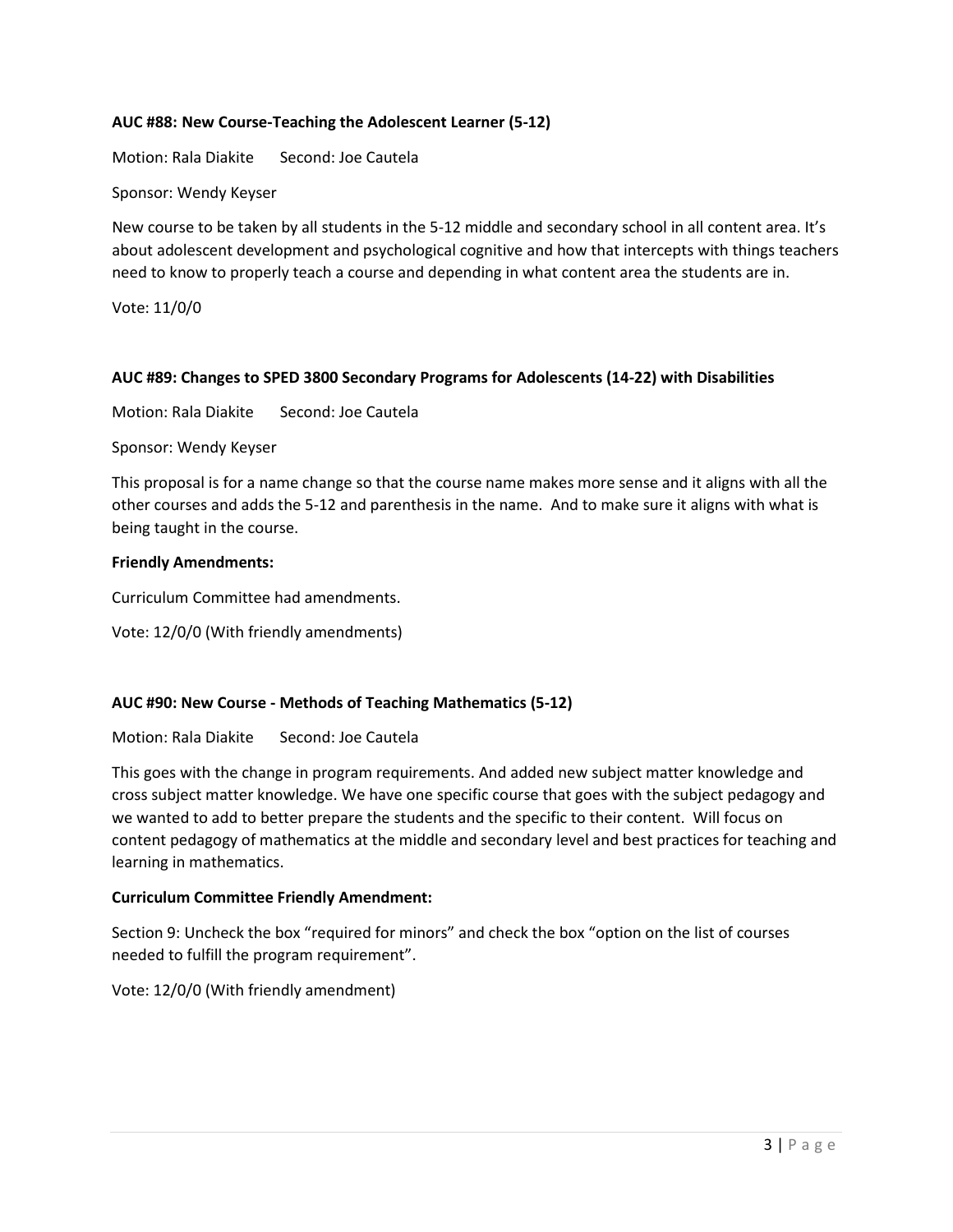**AUC #88: New Course-Teaching the Adolescent Learner (5-12)**

Motion: Rala Diakite  Second: Joe Cautela

Sponsor: Wendy Keyser

New course to be taken by all students in the 5-12 middle and secondary school in all content area. It's about adolescent development and psychological cognitive and how that intercepts with things teachers need to know to properly teach a course and depending in what content area the students are in.

Vote: 11/0/0

**AUC #89: Changes to SPED 3800 Secondary Programs for Adolescents (14-22) with Disabilities**

Motion: Rala Diakite  Second: Joe Cautela

Sponsor: Wendy Keyser

This proposal is for a name change so that the course name makes more sense and it aligns with all the other courses and adds the 5-12 and parenthesis in the name. And to make sure it aligns with what is being taught in the course.

**Friendly Amendments:**

Curriculum Committee had amendments.

Vote: 12/0/0 (With friendly amendments)

**AUC #90: New Course - Methods of Teaching Mathematics (5-12)**

Motion: Rala Diakite  Second: Joe Cautela

This goes with the change in program requirements. And added new subject matter knowledge and cross subject matter knowledge. We have one specific course that goes with the subject pedagogy and we wanted to add to better prepare the students and the specific to their content. Will focus on content pedagogy of mathematics at the middle and secondary level and best practices for teaching and learning in mathematics.

**Curriculum Committee Friendly Amendment:**

Section 9: Uncheck the box "required for minors" and check the box "option on the list of courses needed to fulfill the program requirement".

Vote: 12/0/0 (With friendly amendment)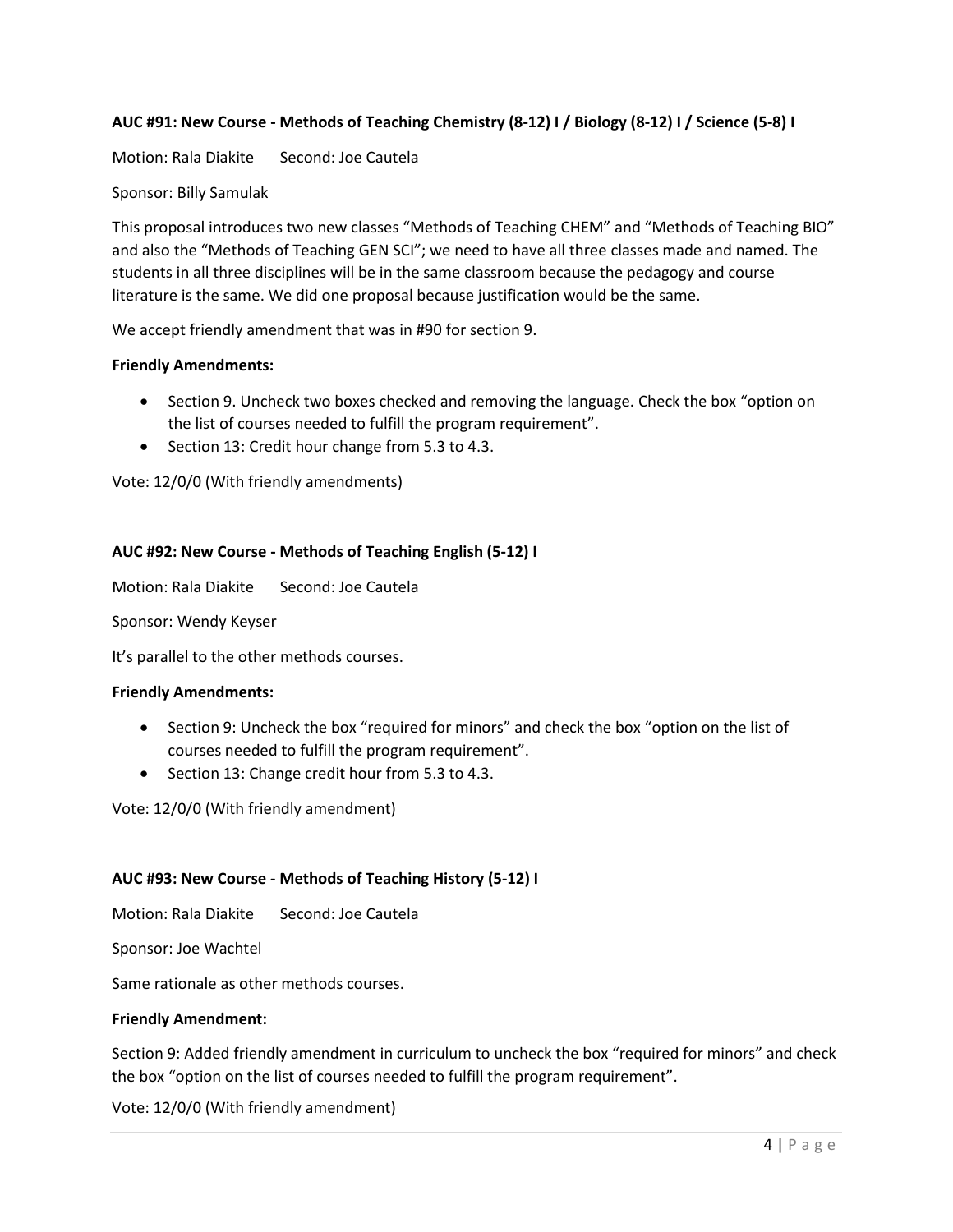**AUC #91: New Course - Methods of Teaching Chemistry (8-12) I / Biology (8-12) I / Science (5-8) I**

Motion: Rala Diakite Second: Joe Cautela

Sponsor: Billy Samulak

This proposal introduces two new classes "Methods of Teaching CHEM" and "Methods of Teaching BIO" and also the "Methods of Teaching GEN SCI"; we need to have all three classes made and named. The students in all three disciplines will be in the same classroom because the pedagogy and course literature is the same. We did one proposal because justification would be the same.

We accept friendly amendment that was in #90 for section 9.

**Friendly Amendments:**

- Section 9. Uncheck two boxes checked and removing the language. Check the box "option on the list of courses needed to fulfill the program requirement".
- Section 13: Credit hour change from 5.3 to 4.3.

Vote: 12/0/0 (With friendly amendments)

**AUC #92: New Course - Methods of Teaching English (5-12) I**

Motion: Rala Diakite Second: Joe Cautela

Sponsor: Wendy Keyser

It's parallel to the other methods courses.

**Friendly Amendments:**

- Section 9: Uncheck the box "required for minors" and check the box "option on the list of courses needed to fulfill the program requirement".
- Section 13: Change credit hour from 5.3 to 4.3.

Vote: 12/0/0 (With friendly amendment)

**AUC #93: New Course - Methods of Teaching History (5-12) I**

Motion: Rala Diakite Second: Joe Cautela

Sponsor: Joe Wachtel

Same rationale as other methods courses.

**Friendly Amendment:**

Section 9: Added friendly amendment in curriculum to uncheck the box "required for minors" and check the box "option on the list of courses needed to fulfill the program requirement".

Vote: 12/0/0 (With friendly amendment)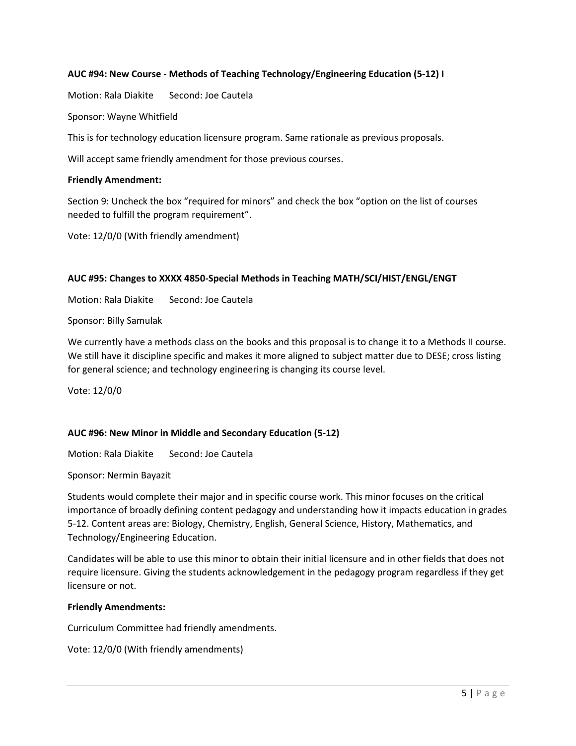**AUC #94: New Course - Methods of Teaching Technology/Engineering Education (5-12) I**

Motion: Rala Diakite Second: Joe Cautela

Sponsor: Wayne Whitfield

This is for technology education licensure program. Same rationale as previous proposals.

Will accept same friendly amendment for those previous courses.

**Friendly Amendment:**

Section 9: Uncheck the box "required for minors" and check the box "option on the list of courses needed to fulfill the program requirement".

Vote: 12/0/0 (With friendly amendment)

**AUC #95: Changes to XXXX 4850-Special Methods in Teaching MATH/SCI/HIST/ENGL/ENGT**

Motion: Rala Diakite Second: Joe Cautela

Sponsor: Billy Samulak

We currently have a methods class on the books and this proposal is to change it to a Methods II course. We still have it discipline specific and makes it more aligned to subject matter due to DESE; cross listing for general science; and technology engineering is changing its course level.

Vote: 12/0/0

**AUC #96: New Minor in Middle and Secondary Education (5-12)**

Motion: Rala Diakite Second: Joe Cautela

Sponsor: Nermin Bayazit

Students would complete their major and in specific course work. This minor focuses on the critical importance of broadly defining content pedagogy and understanding how it impacts education in grades 5-12. Content areas are: Biology, Chemistry, English, General Science, History, Mathematics, and Technology/Engineering Education.

Candidates will be able to use this minor to obtain their initial licensure and in other fields that does not require licensure. Giving the students acknowledgement in the pedagogy program regardless if they get licensure or not.

**Friendly Amendments:**

Curriculum Committee had friendly amendments.

Vote: 12/0/0 (With friendly amendments)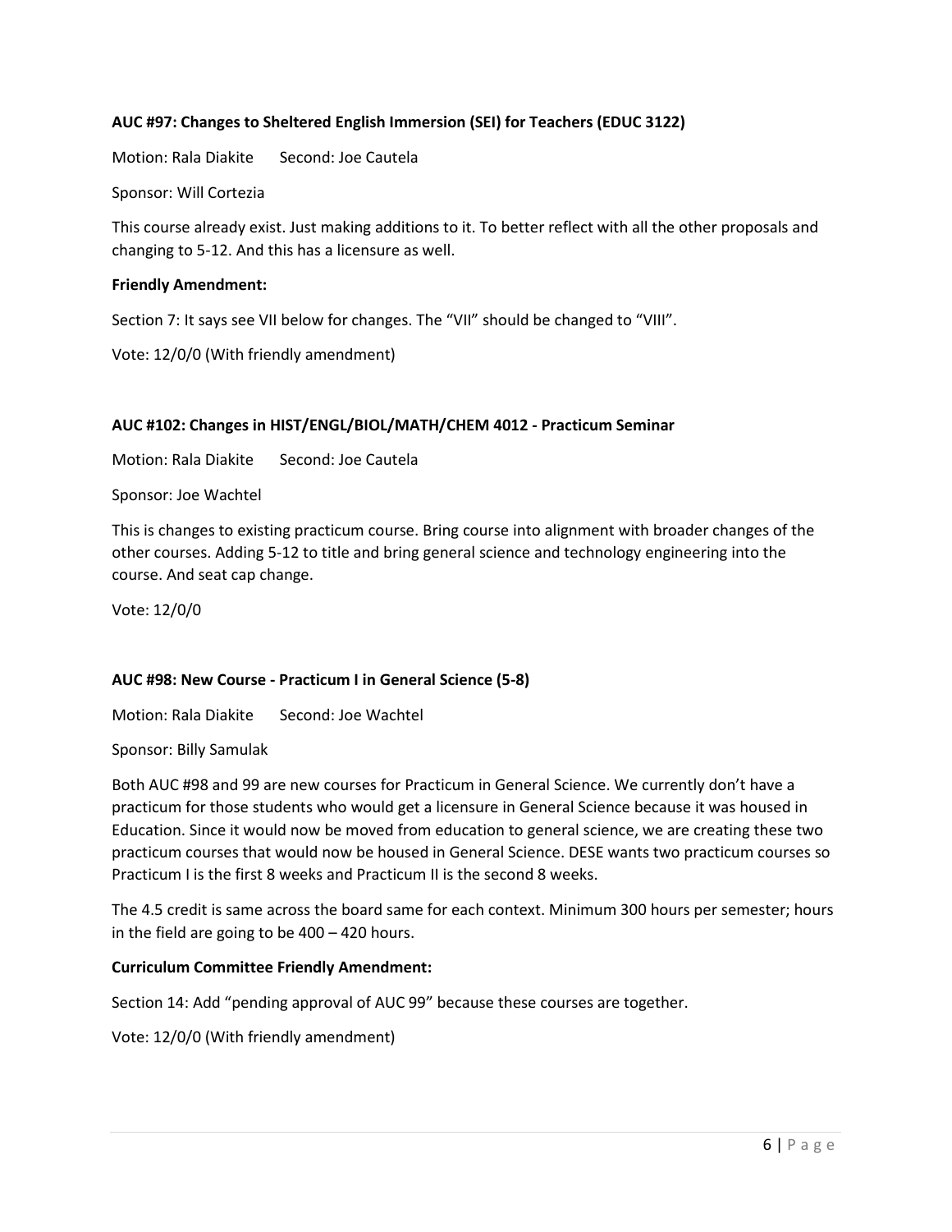**AUC #97: Changes to Sheltered English Immersion (SEI) for Teachers (EDUC 3122)**

Motion: Rala Diakite   Second: Joe Cautela

Sponsor: Will Cortezia

This course already exist. Just making additions to it. To better reflect with all the other proposals and changing to 5-12. And this has a licensure as well.

**Friendly Amendment:**

Section 7: It says see VII below for changes. The "VII" should be changed to "VIII".

Vote: 12/0/0 (With friendly amendment)

**AUC #102: Changes in HIST/ENGL/BIOL/MATH/CHEM 4012 - Practicum Seminar**

Motion: Rala Diakite   Second: Joe Cautela

Sponsor: Joe Wachtel

This is changes to existing practicum course. Bring course into alignment with broader changes of the other courses. Adding 5-12 to title and bring general science and technology engineering into the course. And seat cap change.

Vote: 12/0/0

**AUC #98: New Course - Practicum I in General Science (5-8)**

Motion: Rala Diakite   Second: Joe Wachtel

Sponsor: Billy Samulak

Both AUC #98 and 99 are new courses for Practicum in General Science. We currently don't have a practicum for those students who would get a licensure in General Science because it was housed in Education. Since it would now be moved from education to general science, we are creating these two practicum courses that would now be housed in General Science. DESE wants two practicum courses so Practicum I is the first 8 weeks and Practicum II is the second 8 weeks.

The 4.5 credit is same across the board same for each context. Minimum 300 hours per semester; hours in the field are going to be 400 – 420 hours.

**Curriculum Committee Friendly Amendment:**

Section 14: Add "pending approval of AUC 99" because these courses are together.

Vote: 12/0/0 (With friendly amendment)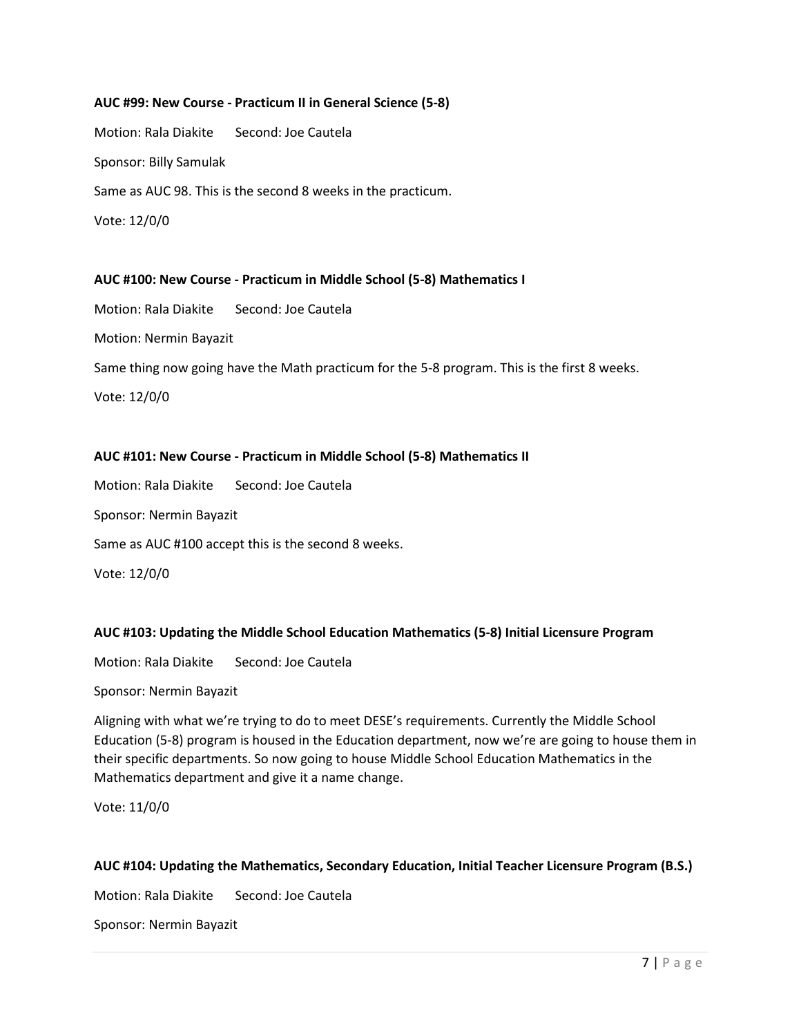**AUC #99: New Course - Practicum II in General Science (5-8)**

Motion: Rala Diakite Second: Joe Cautela

Sponsor: Billy Samulak

Same as AUC 98. This is the second 8 weeks in the practicum.

Vote: 12/0/0

**AUC #100: New Course - Practicum in Middle School (5-8) Mathematics I**

Motion: Rala Diakite Second: Joe Cautela

Motion: Nermin Bayazit

Same thing now going have the Math practicum for the 5-8 program. This is the first 8 weeks.

Vote: 12/0/0

**AUC #101: New Course - Practicum in Middle School (5-8) Mathematics II**

Motion: Rala Diakite Second: Joe Cautela

Sponsor: Nermin Bayazit

Same as AUC #100 accept this is the second 8 weeks.

Vote: 12/0/0

**AUC #103: Updating the Middle School Education Mathematics (5-8) Initial Licensure Program**

Motion: Rala Diakite Second: Joe Cautela

Sponsor: Nermin Bayazit

Aligning with what we're trying to do to meet DESE's requirements. Currently the Middle School Education (5-8) program is housed in the Education department, now we're are going to house them in their specific departments. So now going to house Middle School Education Mathematics in the Mathematics department and give it a name change.

Vote: 11/0/0

**AUC #104: Updating the Mathematics, Secondary Education, Initial Teacher Licensure Program (B.S.)**

Motion: Rala Diakite Second: Joe Cautela

Sponsor: Nermin Bayazit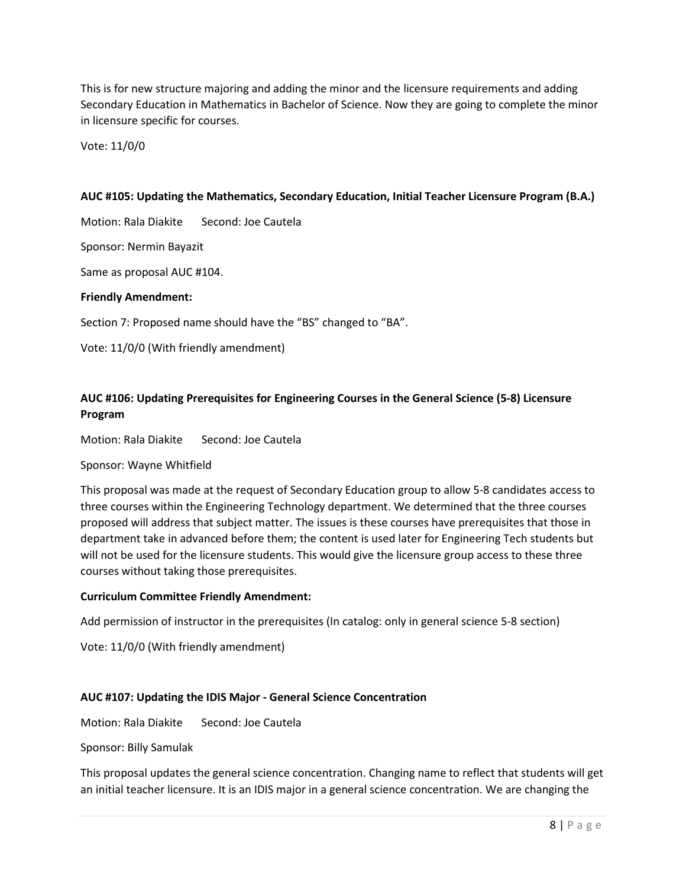This is for new structure majoring and adding the minor and the licensure requirements and adding Secondary Education in Mathematics in Bachelor of Science. Now they are going to complete the minor in licensure specific for courses.

Vote: 11/0/0

**AUC #105: Updating the Mathematics, Secondary Education, Initial Teacher Licensure Program (B.A.)**

Motion: Rala Diakite  Second: Joe Cautela

Sponsor: Nermin Bayazit

Same as proposal AUC #104.

**Friendly Amendment:**

Section 7: Proposed name should have the "BS" changed to "BA".

Vote: 11/0/0 (With friendly amendment)

**AUC #106: Updating Prerequisites for Engineering Courses in the General Science (5-8) Licensure Program**

Motion: Rala Diakite  Second: Joe Cautela

Sponsor: Wayne Whitfield

This proposal was made at the request of Secondary Education group to allow 5-8 candidates access to three courses within the Engineering Technology department. We determined that the three courses proposed will address that subject matter. The issues is these courses have prerequisites that those in department take in advanced before them; the content is used later for Engineering Tech students but will not be used for the licensure students. This would give the licensure group access to these three courses without taking those prerequisites.

**Curriculum Committee Friendly Amendment:**

Add permission of instructor in the prerequisites (In catalog: only in general science 5-8 section)

Vote: 11/0/0 (With friendly amendment)

**AUC #107: Updating the IDIS Major - General Science Concentration**

Motion: Rala Diakite  Second: Joe Cautela

Sponsor: Billy Samulak

This proposal updates the general science concentration. Changing name to reflect that students will get an initial teacher licensure. It is an IDIS major in a general science concentration. We are changing the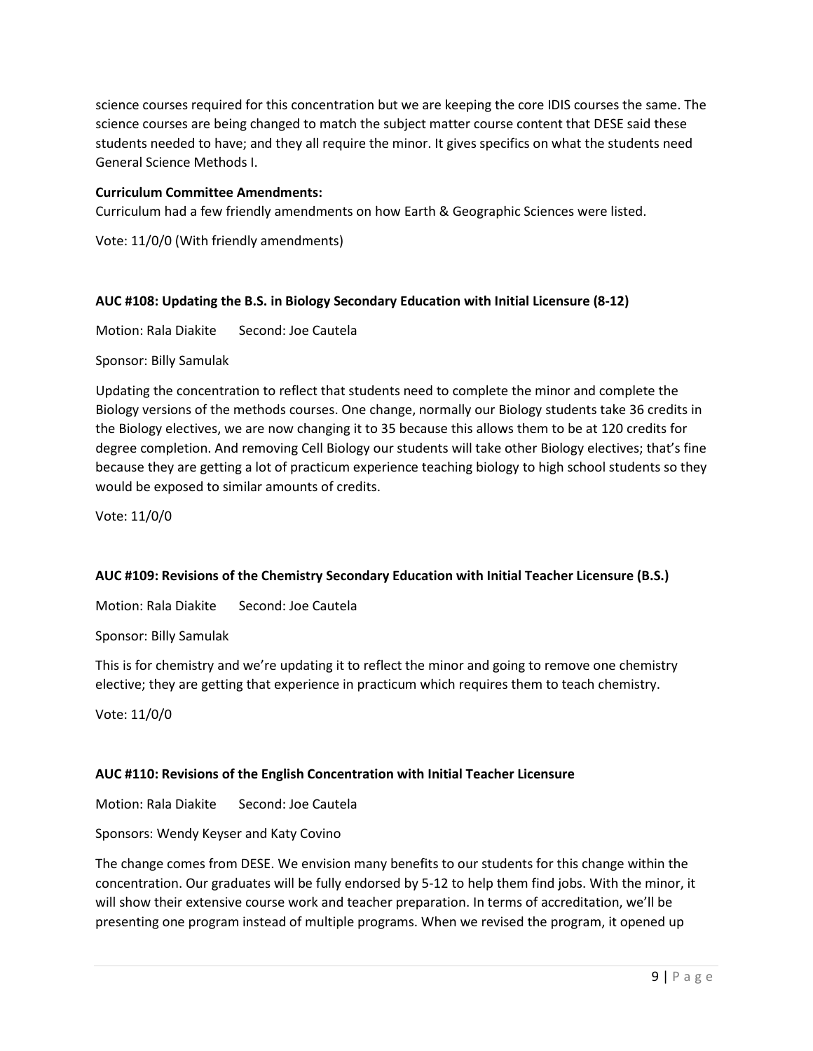science courses required for this concentration but we are keeping the core IDIS courses the same. The science courses are being changed to match the subject matter course content that DESE said these students needed to have; and they all require the minor. It gives specifics on what the students need General Science Methods I.

**Curriculum Committee Amendments:**
Curriculum had a few friendly amendments on how Earth & Geographic Sciences were listed.

Vote: 11/0/0 (With friendly amendments)

**AUC #108: Updating the B.S. in Biology Secondary Education with Initial Licensure (8-12)**

Motion: Rala Diakite Second: Joe Cautela

Sponsor: Billy Samulak

Updating the concentration to reflect that students need to complete the minor and complete the Biology versions of the methods courses. One change, normally our Biology students take 36 credits in the Biology electives, we are now changing it to 35 because this allows them to be at 120 credits for degree completion. And removing Cell Biology our students will take other Biology electives; that's fine because they are getting a lot of practicum experience teaching biology to high school students so they would be exposed to similar amounts of credits.

Vote: 11/0/0

**AUC #109: Revisions of the Chemistry Secondary Education with Initial Teacher Licensure (B.S.)**

Motion: Rala Diakite Second: Joe Cautela

Sponsor: Billy Samulak

This is for chemistry and we're updating it to reflect the minor and going to remove one chemistry elective; they are getting that experience in practicum which requires them to teach chemistry.

Vote: 11/0/0

**AUC #110: Revisions of the English Concentration with Initial Teacher Licensure**

Motion: Rala Diakite Second: Joe Cautela

Sponsors: Wendy Keyser and Katy Covino

The change comes from DESE. We envision many benefits to our students for this change within the concentration. Our graduates will be fully endorsed by 5-12 to help them find jobs. With the minor, it will show their extensive course work and teacher preparation. In terms of accreditation, we'll be presenting one program instead of multiple programs. When we revised the program, it opened up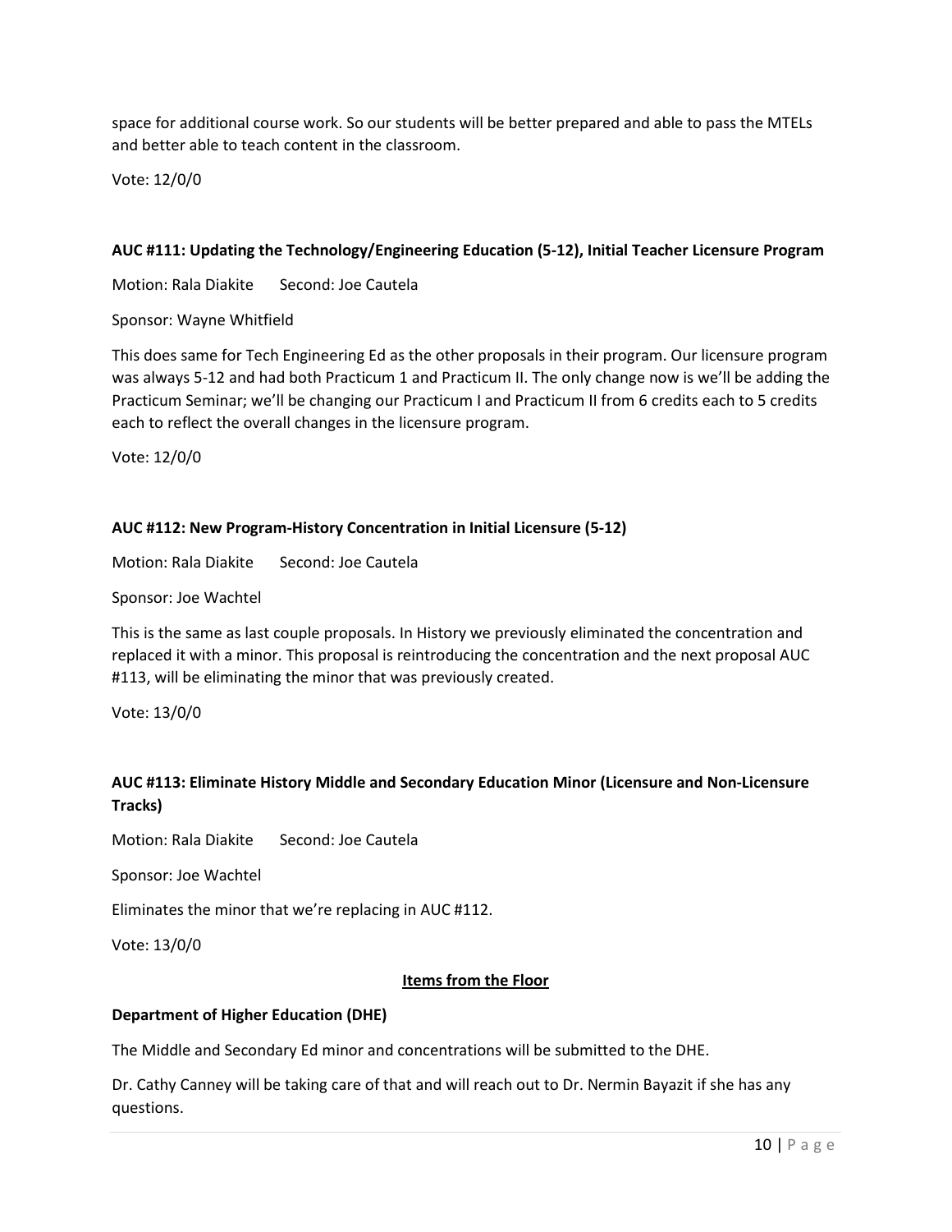space for additional course work. So our students will be better prepared and able to pass the MTELs and better able to teach content in the classroom.

Vote: 12/0/0

**AUC #111: Updating the Technology/Engineering Education (5-12), Initial Teacher Licensure Program**

Motion: Rala Diakite     Second: Joe Cautela

Sponsor: Wayne Whitfield

This does same for Tech Engineering Ed as the other proposals in their program. Our licensure program was always 5-12 and had both Practicum 1 and Practicum II. The only change now is we'll be adding the Practicum Seminar; we'll be changing our Practicum I and Practicum II from 6 credits each to 5 credits each to reflect the overall changes in the licensure program.

Vote: 12/0/0

**AUC #112: New Program-History Concentration in Initial Licensure (5-12)**

Motion: Rala Diakite     Second: Joe Cautela

Sponsor: Joe Wachtel

This is the same as last couple proposals. In History we previously eliminated the concentration and replaced it with a minor. This proposal is reintroducing the concentration and the next proposal AUC #113, will be eliminating the minor that was previously created.

Vote: 13/0/0

**AUC #113: Eliminate History Middle and Secondary Education Minor (Licensure and Non-Licensure Tracks)**

Motion: Rala Diakite     Second: Joe Cautela

Sponsor: Joe Wachtel

Eliminates the minor that we're replacing in AUC #112.

Vote: 13/0/0

## Items from the Floor

**Department of Higher Education (DHE)**

The Middle and Secondary Ed minor and concentrations will be submitted to the DHE.

Dr. Cathy Canney will be taking care of that and will reach out to Dr. Nermin Bayazit if she has any questions.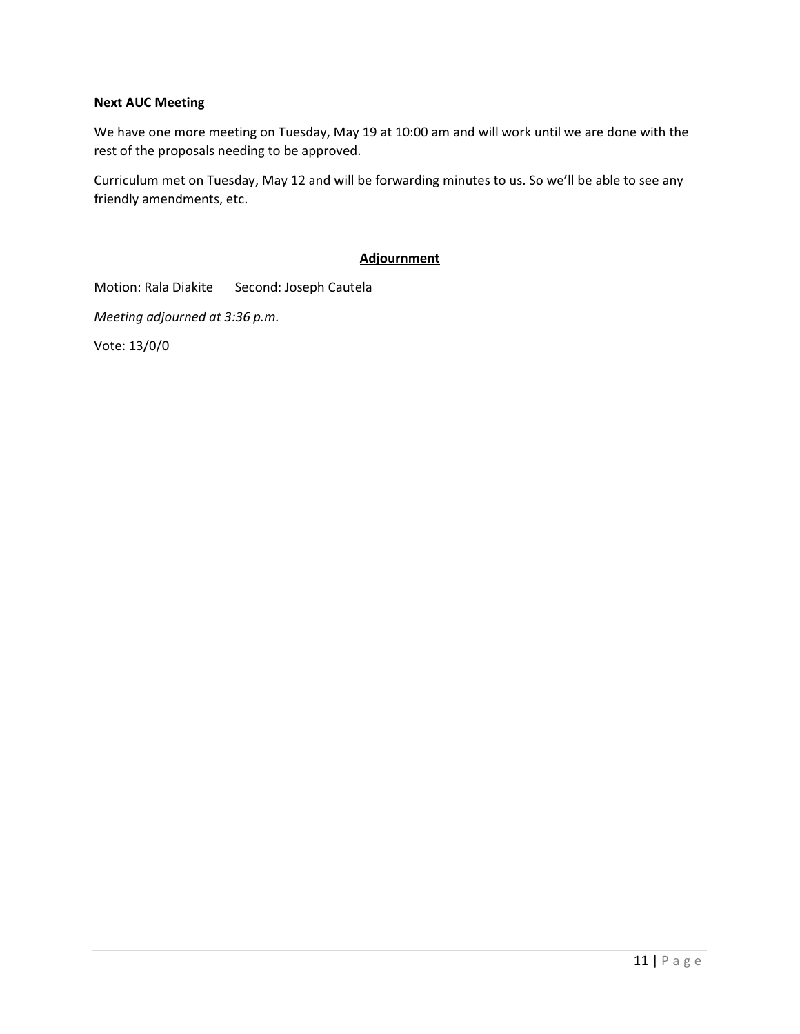**Next AUC Meeting**

We have one more meeting on Tuesday, May 19 at 10:00 am and will work until we are done with the rest of the proposals needing to be approved.

Curriculum met on Tuesday, May 12 and will be forwarding minutes to us. So we'll be able to see any friendly amendments, etc.

## Adjournment

Motion: Rala Diakite Second: Joseph Cautela

*Meeting adjourned at 3:36 p.m.*

Vote: 13/0/0